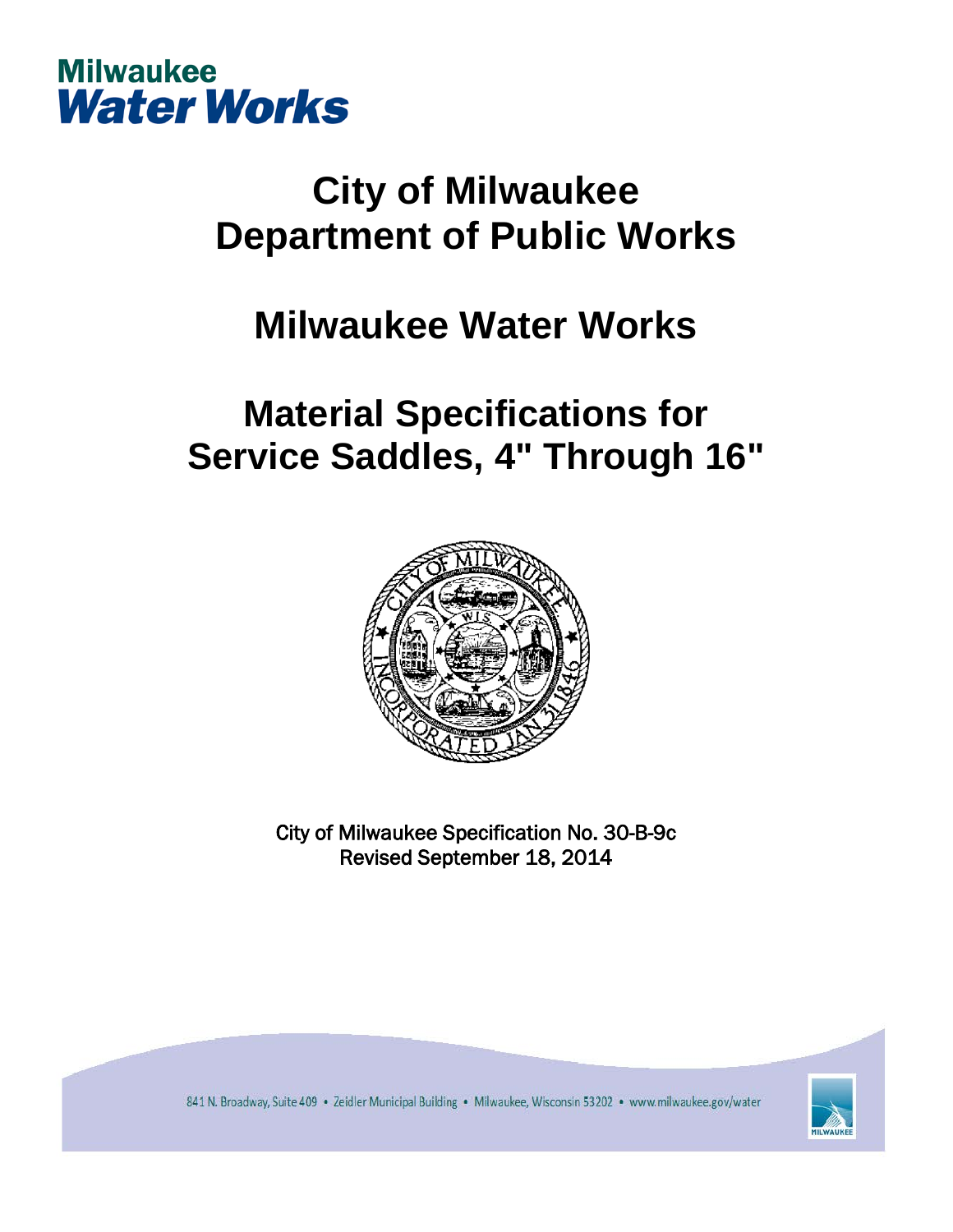Milwaukee
Water Works

# City of Milwaukee
# Department of Public Works

# Milwaukee Water Works

# Material Specifications for Service Saddles, 4" Through 16"

City of Milwaukee Specification No. 30-B-9c
Revised September 18, 2014

841 N. Broadway, Suite 409 • Zeidler Municipal Building • Milwaukee, Wisconsin 53202 • www.milwaukee.gov/water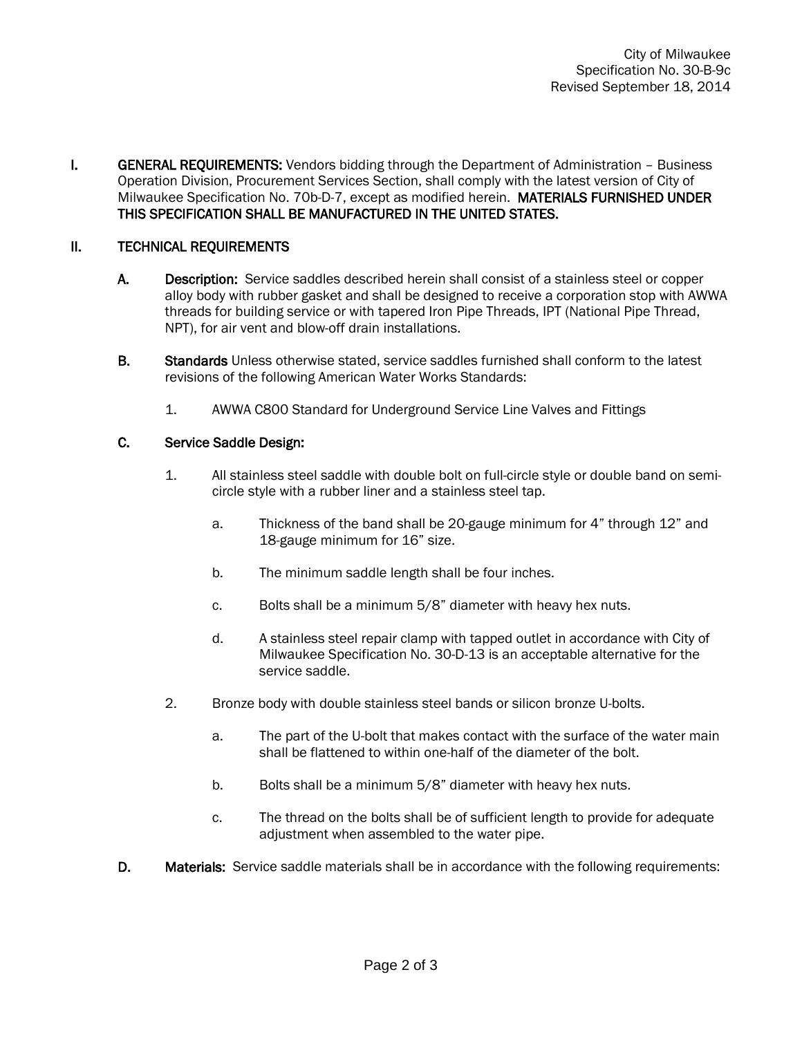City of Milwaukee
Specification No. 30-B-9c
Revised September 18, 2014

**I. GENERAL REQUIREMENTS:** Vendors bidding through the Department of Administration – Business Operation Division, Procurement Services Section, shall comply with the latest version of City of Milwaukee Specification No. 70b-D-7, except as modified herein. **MATERIALS FURNISHED UNDER THIS SPECIFICATION SHALL BE MANUFACTURED IN THE UNITED STATES.**

**II. TECHNICAL REQUIREMENTS**

**A. Description:** Service saddles described herein shall consist of a stainless steel or copper alloy body with rubber gasket and shall be designed to receive a corporation stop with AWWA threads for building service or with tapered Iron Pipe Threads, IPT (National Pipe Thread, NPT), for air vent and blow-off drain installations.

**B. Standards** Unless otherwise stated, service saddles furnished shall conform to the latest revisions of the following American Water Works Standards:

1. AWWA C800 Standard for Underground Service Line Valves and Fittings

**C. Service Saddle Design:**

1. All stainless steel saddle with double bolt on full-circle style or double band on semi-circle style with a rubber liner and a stainless steel tap.

   a. Thickness of the band shall be 20-gauge minimum for 4" through 12" and 18-gauge minimum for 16" size.

   b. The minimum saddle length shall be four inches.

   c. Bolts shall be a minimum 5/8" diameter with heavy hex nuts.

   d. A stainless steel repair clamp with tapped outlet in accordance with City of Milwaukee Specification No. 30-D-13 is an acceptable alternative for the service saddle.

2. Bronze body with double stainless steel bands or silicon bronze U-bolts.

   a. The part of the U-bolt that makes contact with the surface of the water main shall be flattened to within one-half of the diameter of the bolt.

   b. Bolts shall be a minimum 5/8" diameter with heavy hex nuts.

   c. The thread on the bolts shall be of sufficient length to provide for adequate adjustment when assembled to the water pipe.

**D. Materials:** Service saddle materials shall be in accordance with the following requirements: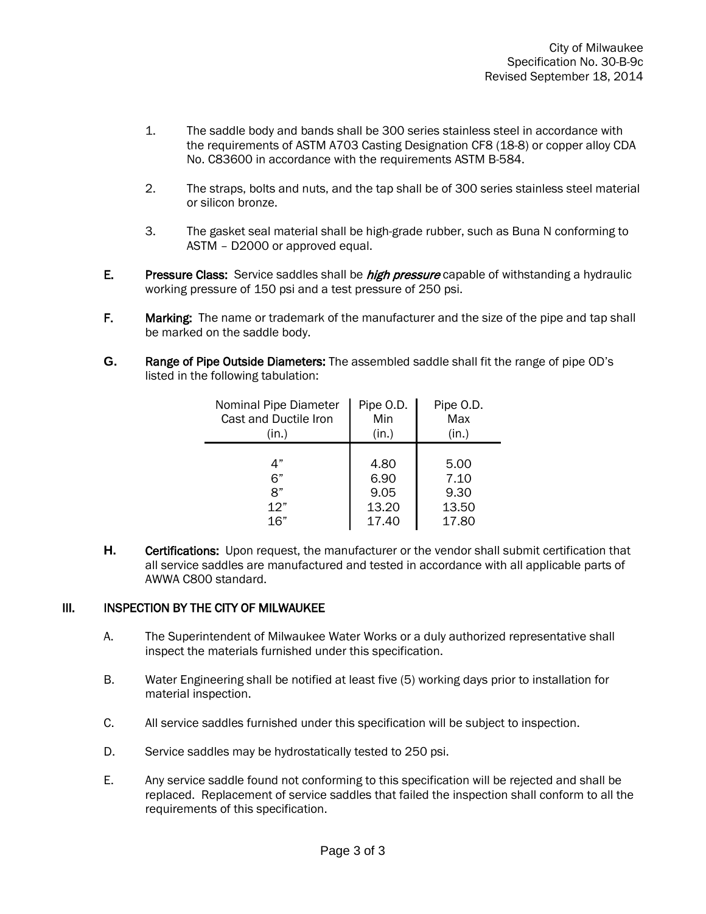1. The saddle body and bands shall be 300 series stainless steel in accordance with the requirements of ASTM A703 Casting Designation CF8 (18-8) or copper alloy CDA No. C83600 in accordance with the requirements ASTM B-584.

2. The straps, bolts and nuts, and the tap shall be of 300 series stainless steel material or silicon bronze.

3. The gasket seal material shall be high-grade rubber, such as Buna N conforming to ASTM – D2000 or approved equal.

**E. Pressure Class:** Service saddles shall be ***high pressure*** capable of withstanding a hydraulic working pressure of 150 psi and a test pressure of 250 psi.

**F. Marking:** The name or trademark of the manufacturer and the size of the pipe and tap shall be marked on the saddle body.

**G. Range of Pipe Outside Diameters:** The assembled saddle shall fit the range of pipe OD's listed in the following tabulation:

| Nominal Pipe Diameter Cast and Ductile Iron (in.) | Pipe O.D. Min (in.) | Pipe O.D. Max (in.) |
|---|---|---|
| 4" | 4.80 | 5.00 |
| 6" | 6.90 | 7.10 |
| 8" | 9.05 | 9.30 |
| 12" | 13.20 | 13.50 |
| 16" | 17.40 | 17.80 |

**H. Certifications:** Upon request, the manufacturer or the vendor shall submit certification that all service saddles are manufactured and tested in accordance with all applicable parts of AWWA C800 standard.

## III. INSPECTION BY THE CITY OF MILWAUKEE

A. The Superintendent of Milwaukee Water Works or a duly authorized representative shall inspect the materials furnished under this specification.

B. Water Engineering shall be notified at least five (5) working days prior to installation for material inspection.

C. All service saddles furnished under this specification will be subject to inspection.

D. Service saddles may be hydrostatically tested to 250 psi.

E. Any service saddle found not conforming to this specification will be rejected and shall be replaced. Replacement of service saddles that failed the inspection shall conform to all the requirements of this specification.